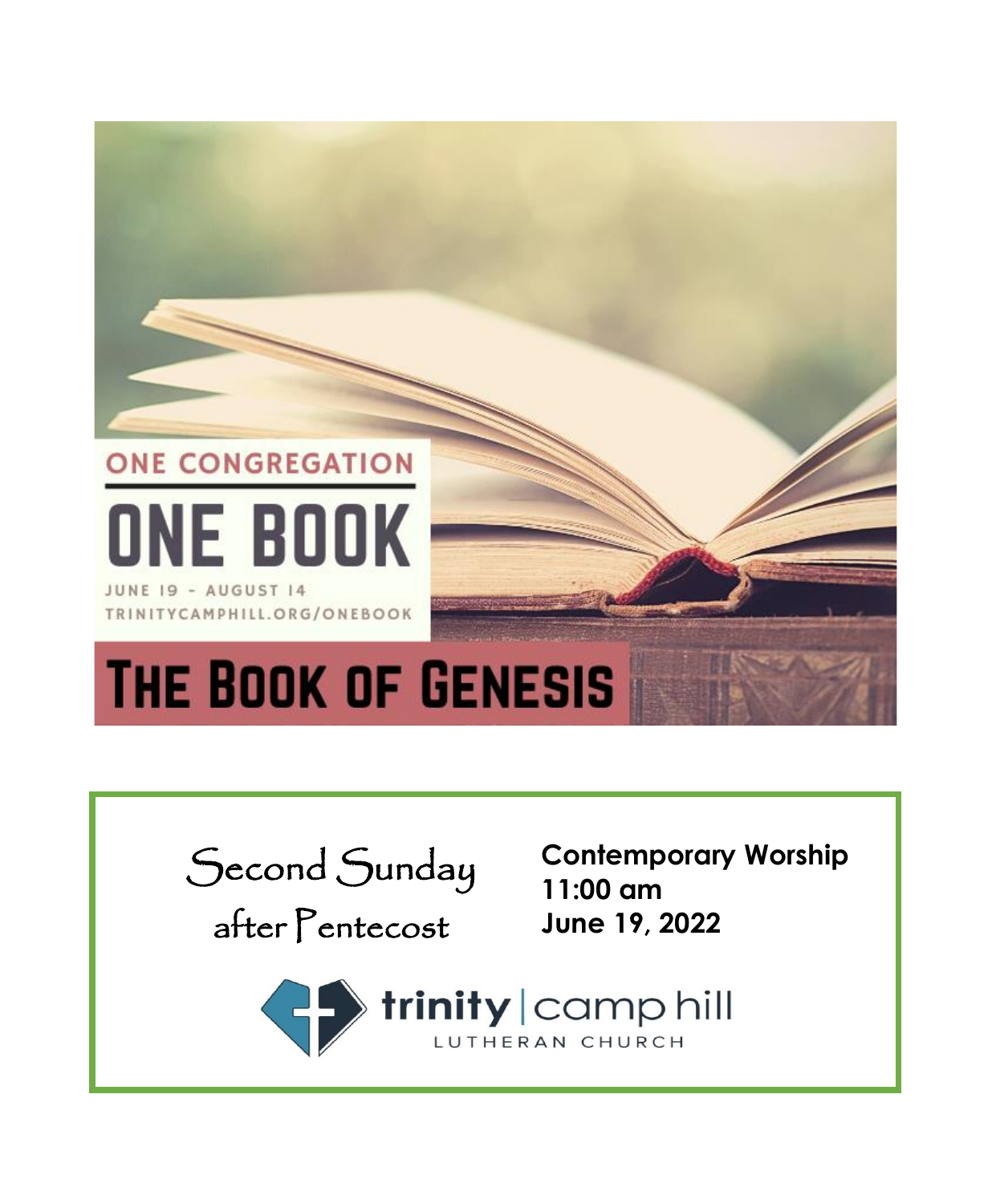ONE CONGREGATION

# ONE BOOK

JUNE 19 - AUGUST 14

TRINITYCAMPHILL.ORG/ONEBOOK

# THE BOOK OF GENESIS

Second Sunday after Pentecost

**Contemporary Worship**
**11:00 am**
**June 19, 2022**

trinity | camp hill
LUTHERAN CHURCH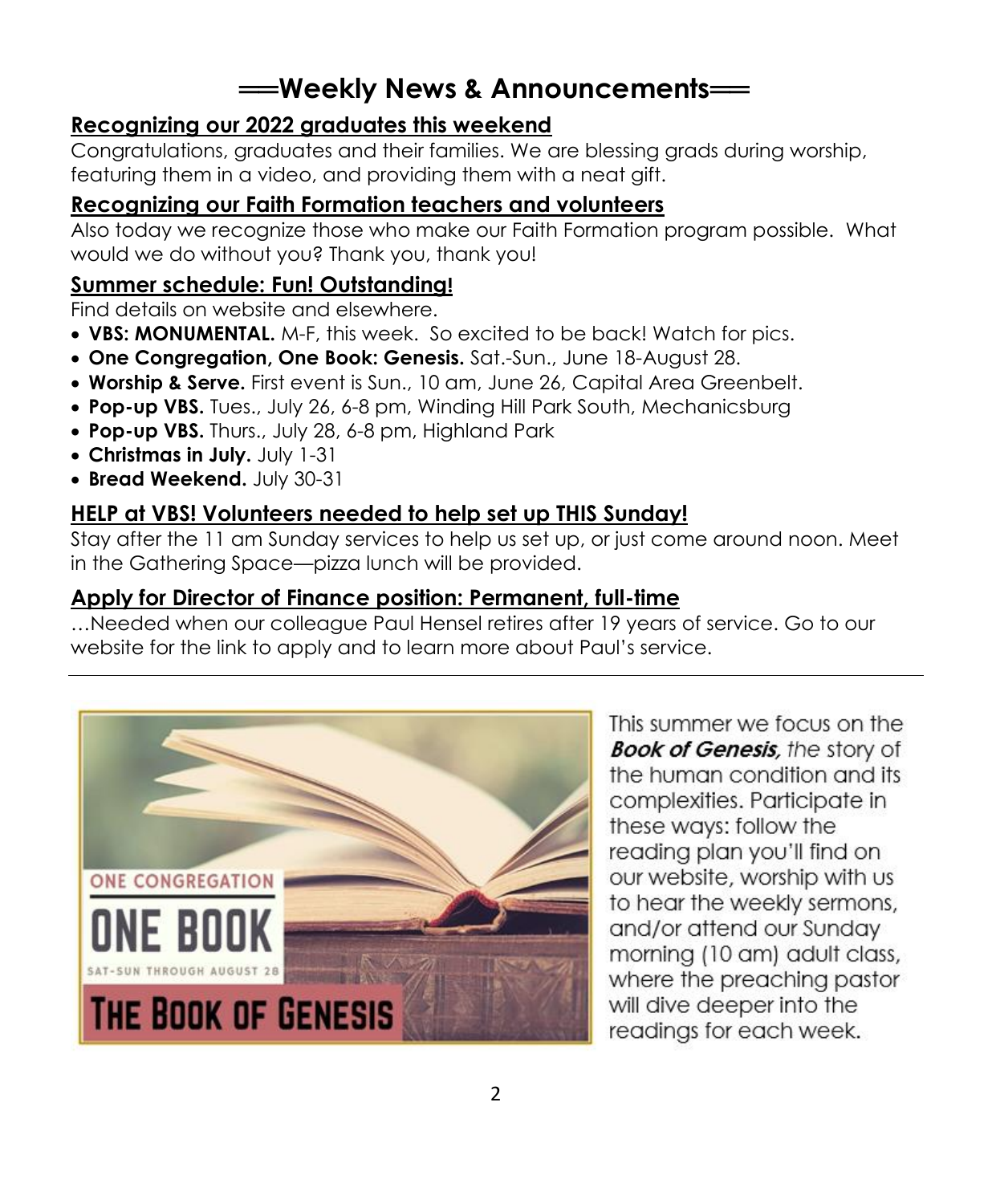# ══Weekly News & Announcements══

## Recognizing our 2022 graduates this weekend

Congratulations, graduates and their families. We are blessing grads during worship, featuring them in a video, and providing them with a neat gift.

## Recognizing our Faith Formation teachers and volunteers

Also today we recognize those who make our Faith Formation program possible. What would we do without you? Thank you, thank you!

## Summer schedule: Fun! Outstanding!

Find details on website and elsewhere.

- **VBS: MONUMENTAL.** M-F, this week. So excited to be back! Watch for pics.
- **One Congregation, One Book: Genesis.** Sat.-Sun., June 18-August 28.
- **Worship & Serve.** First event is Sun., 10 am, June 26, Capital Area Greenbelt.
- **Pop-up VBS.** Tues., July 26, 6-8 pm, Winding Hill Park South, Mechanicsburg
- **Pop-up VBS.** Thurs., July 28, 6-8 pm, Highland Park
- **Christmas in July.** July 1-31
- **Bread Weekend.** July 30-31

## HELP at VBS! Volunteers needed to help set up THIS Sunday!

Stay after the 11 am Sunday services to help us set up, or just come around noon. Meet in the Gathering Space—pizza lunch will be provided.

## Apply for Director of Finance position: Permanent, full-time

…Needed when our colleague Paul Hensel retires after 19 years of service. Go to our website for the link to apply and to learn more about Paul's service.

---

ONE CONGREGATION

ONE BOOK

SAT-SUN THROUGH AUGUST 28

THE BOOK OF GENESIS

This summer we focus on the ***Book of Genesis,*** *the* story of the human condition and its complexities. Participate in these ways: follow the reading plan you'll find on our website, worship with us to hear the weekly sermons, and/or attend our Sunday morning (10 am) adult class, where the preaching pastor will dive deeper into the readings for each week.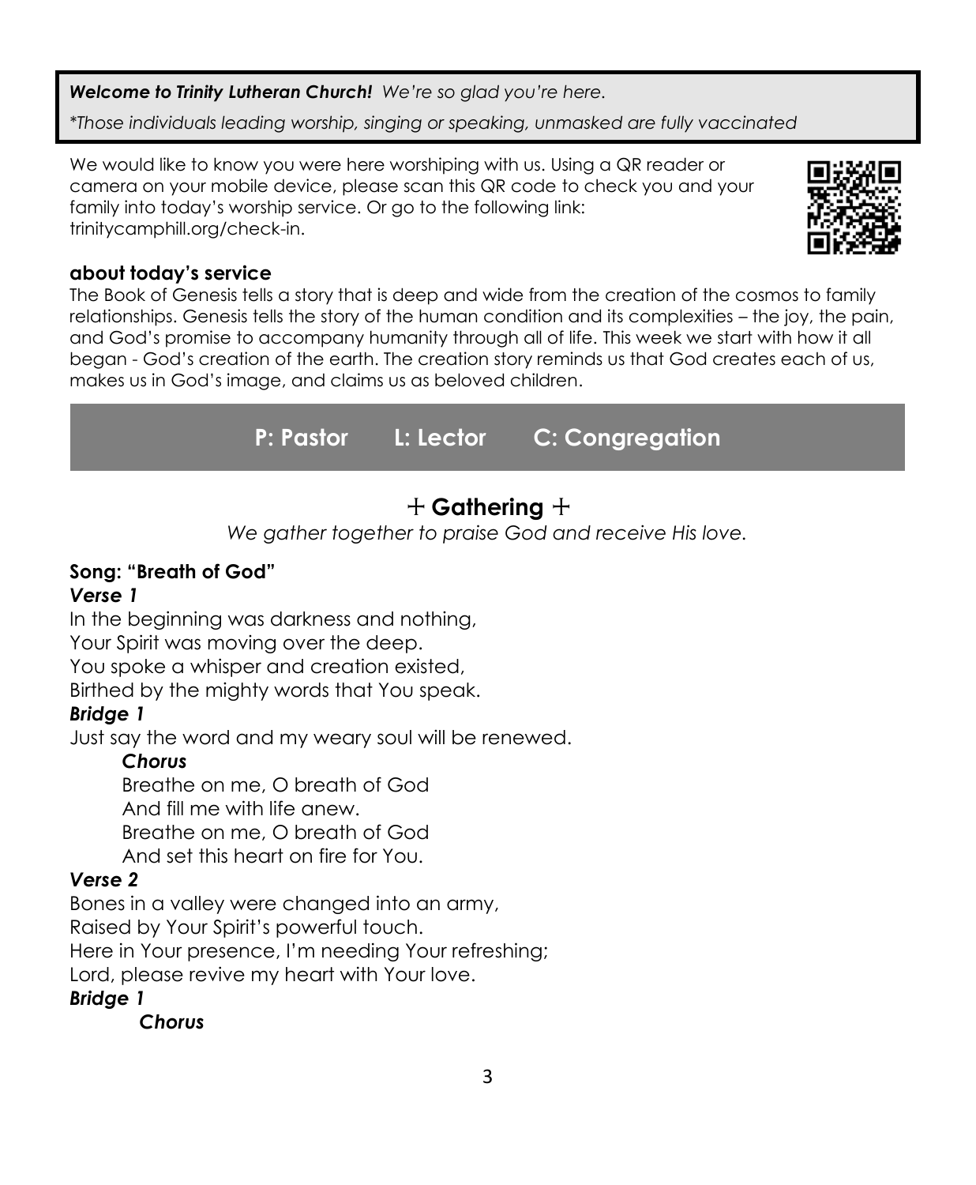***Welcome to Trinity Lutheran Church!*** *We're so glad you're here.*

*\*Those individuals leading worship, singing or speaking, unmasked are fully vaccinated*

We would like to know you were here worshiping with us. Using a QR reader or camera on your mobile device, please scan this QR code to check you and your family into today's worship service. Or go to the following link: trinitycamphill.org/check-in.

**about today's service**

The Book of Genesis tells a story that is deep and wide from the creation of the cosmos to family relationships. Genesis tells the story of the human condition and its complexities – the joy, the pain, and God's promise to accompany humanity through all of life. This week we start with how it all began - God's creation of the earth. The creation story reminds us that God creates each of us, makes us in God's image, and claims us as beloved children.

**P: Pastor L: Lector C: Congregation**

## + Gathering +

*We gather together to praise God and receive His love.*

**Song: "Breath of God"**

***Verse 1***

In the beginning was darkness and nothing,
Your Spirit was moving over the deep.
You spoke a whisper and creation existed,
Birthed by the mighty words that You speak.

***Bridge 1***

Just say the word and my weary soul will be renewed.

***Chorus***

Breathe on me, O breath of God
And fill me with life anew.
Breathe on me, O breath of God
And set this heart on fire for You.

***Verse 2***

Bones in a valley were changed into an army,
Raised by Your Spirit's powerful touch.
Here in Your presence, I'm needing Your refreshing;
Lord, please revive my heart with Your love.

***Bridge 1***

***Chorus***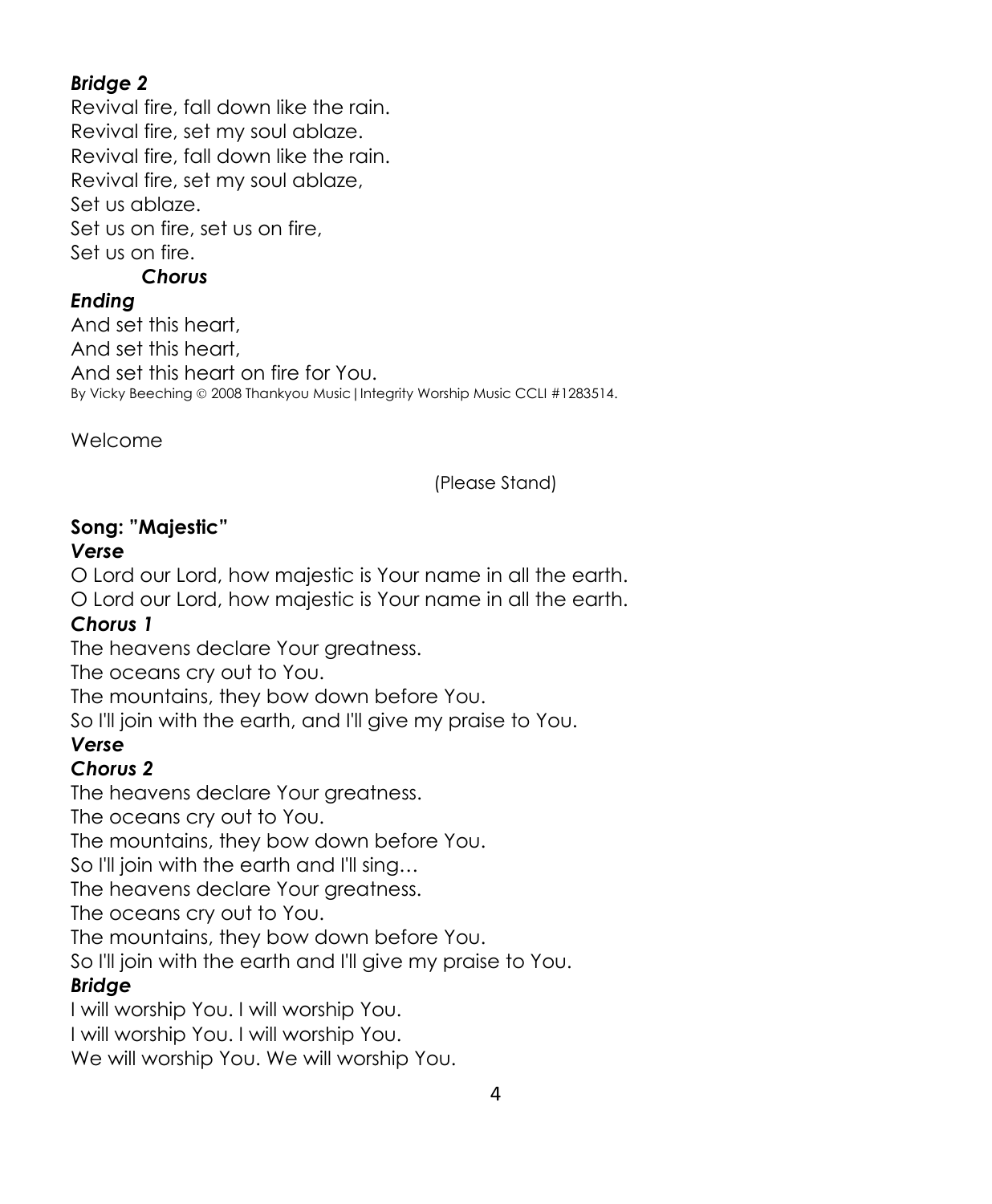***Bridge 2***

Revival fire, fall down like the rain.
Revival fire, set my soul ablaze.
Revival fire, fall down like the rain.
Revival fire, set my soul ablaze,
Set us ablaze.
Set us on fire, set us on fire,
Set us on fire.

***Chorus***

***Ending***

And set this heart,
And set this heart,
And set this heart on fire for You.

By Vicky Beeching © 2008 Thankyou Music | Integrity Worship Music CCLI #1283514.

Welcome

(Please Stand)

**Song: "Majestic"**

***Verse***

O Lord our Lord, how majestic is Your name in all the earth.
O Lord our Lord, how majestic is Your name in all the earth.

***Chorus 1***

The heavens declare Your greatness.
The oceans cry out to You.
The mountains, they bow down before You.
So I'll join with the earth, and I'll give my praise to You.

***Verse***

***Chorus 2***

The heavens declare Your greatness.
The oceans cry out to You.
The mountains, they bow down before You.
So I'll join with the earth and I'll sing…
The heavens declare Your greatness.
The oceans cry out to You.
The mountains, they bow down before You.
So I'll join with the earth and I'll give my praise to You.

***Bridge***

I will worship You. I will worship You.
I will worship You. I will worship You.
We will worship You. We will worship You.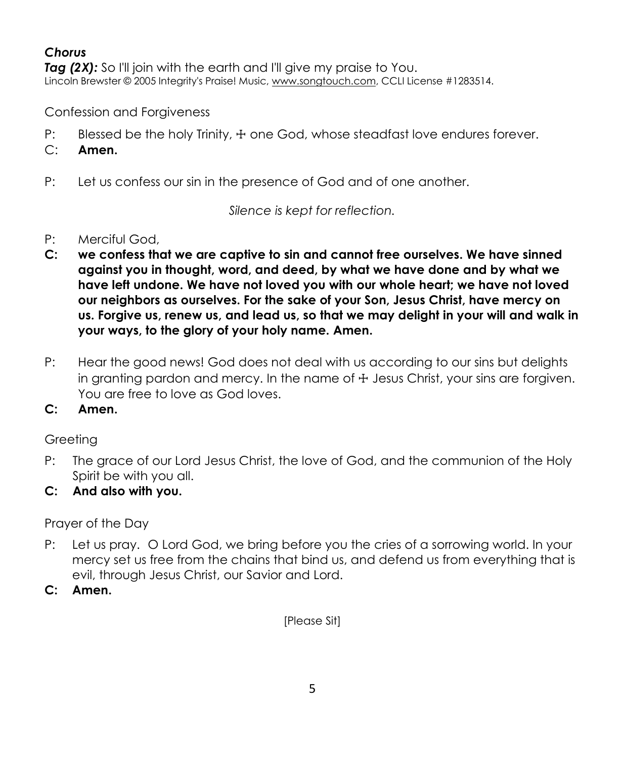***Chorus***

***Tag (2X):*** So I'll join with the earth and I'll give my praise to You.

Lincoln Brewster © 2005 Integrity's Praise! Music, www.songtouch.com, CCLI License #1283514.

Confession and Forgiveness

P: Blessed be the holy Trinity, ☩ one God, whose steadfast love endures forever.

C: **Amen.**

P: Let us confess our sin in the presence of God and of one another.

*Silence is kept for reflection.*

P: Merciful God,

**C: we confess that we are captive to sin and cannot free ourselves. We have sinned against you in thought, word, and deed, by what we have done and by what we have left undone. We have not loved you with our whole heart; we have not loved our neighbors as ourselves. For the sake of your Son, Jesus Christ, have mercy on us. Forgive us, renew us, and lead us, so that we may delight in your will and walk in your ways, to the glory of your holy name. Amen.**

P: Hear the good news! God does not deal with us according to our sins but delights in granting pardon and mercy. In the name of ☩ Jesus Christ, your sins are forgiven. You are free to love as God loves.

**C: Amen.**

Greeting

P: The grace of our Lord Jesus Christ, the love of God, and the communion of the Holy Spirit be with you all.

**C: And also with you.**

Prayer of the Day

P: Let us pray. O Lord God, we bring before you the cries of a sorrowing world. In your mercy set us free from the chains that bind us, and defend us from everything that is evil, through Jesus Christ, our Savior and Lord.

**C: Amen.**

[Please Sit]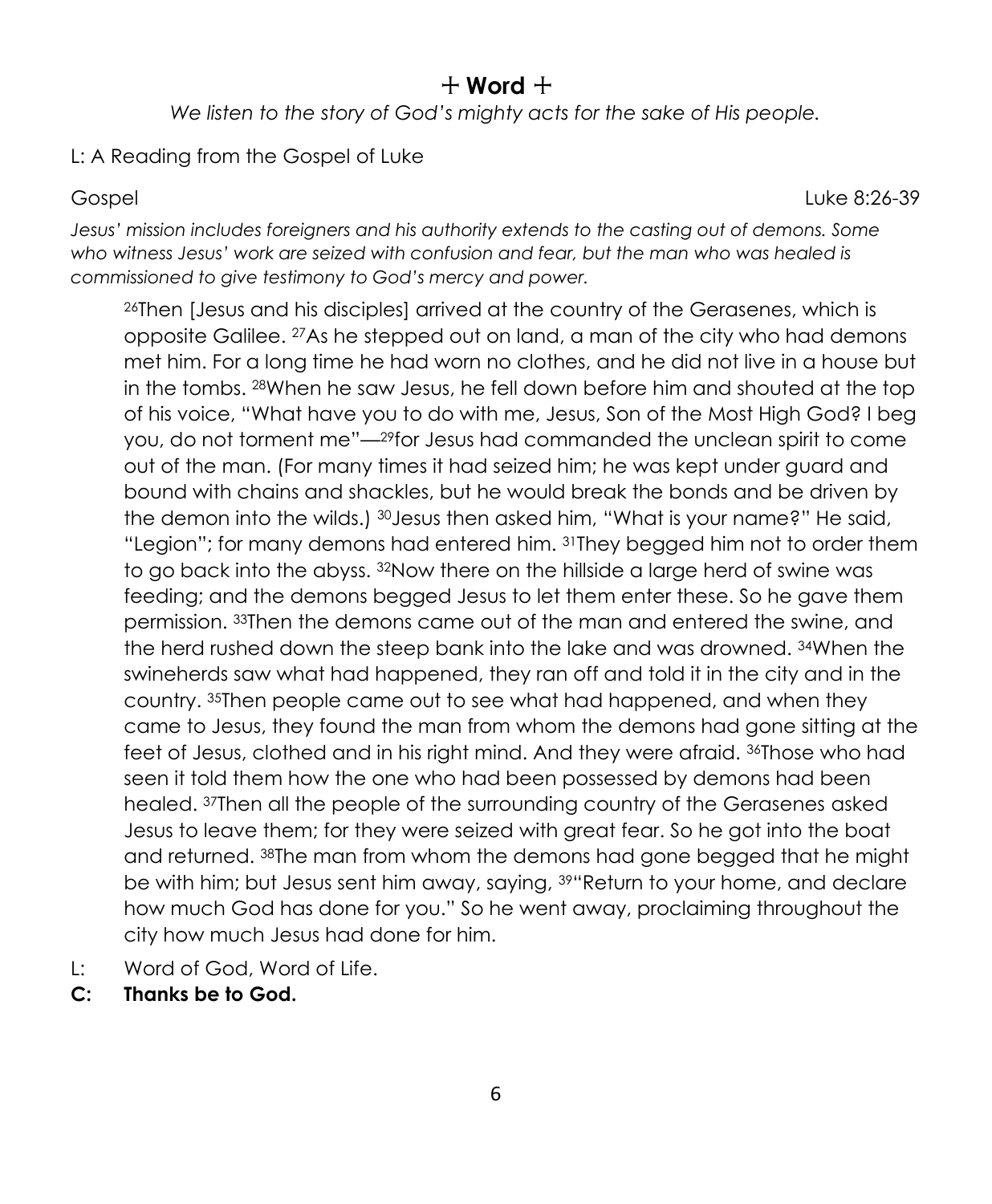# ☩ Word ☩

*We listen to the story of God's mighty acts for the sake of His people.*

L: A Reading from the Gospel of Luke

Gospel Luke 8:26-39

*Jesus' mission includes foreigners and his authority extends to the casting out of demons. Some who witness Jesus' work are seized with confusion and fear, but the man who was healed is commissioned to give testimony to God's mercy and power.*

> [26]Then [Jesus and his disciples] arrived at the country of the Gerasenes, which is opposite Galilee. [27]As he stepped out on land, a man of the city who had demons met him. For a long time he had worn no clothes, and he did not live in a house but in the tombs. [28]When he saw Jesus, he fell down before him and shouted at the top of his voice, "What have you to do with me, Jesus, Son of the Most High God? I beg you, do not torment me"—[29]for Jesus had commanded the unclean spirit to come out of the man. (For many times it had seized him; he was kept under guard and bound with chains and shackles, but he would break the bonds and be driven by the demon into the wilds.) [30]Jesus then asked him, "What is your name?" He said, "Legion"; for many demons had entered him. [31]They begged him not to order them to go back into the abyss. [32]Now there on the hillside a large herd of swine was feeding; and the demons begged Jesus to let them enter these. So he gave them permission. [33]Then the demons came out of the man and entered the swine, and the herd rushed down the steep bank into the lake and was drowned. [34]When the swineherds saw what had happened, they ran off and told it in the city and in the country. [35]Then people came out to see what had happened, and when they came to Jesus, they found the man from whom the demons had gone sitting at the feet of Jesus, clothed and in his right mind. And they were afraid. [36]Those who had seen it told them how the one who had been possessed by demons had been healed. [37]Then all the people of the surrounding country of the Gerasenes asked Jesus to leave them; for they were seized with great fear. So he got into the boat and returned. [38]The man from whom the demons had gone begged that he might be with him; but Jesus sent him away, saying, [39]"Return to your home, and declare how much God has done for you." So he went away, proclaiming throughout the city how much Jesus had done for him.

L: Word of God, Word of Life.

**C: Thanks be to God.**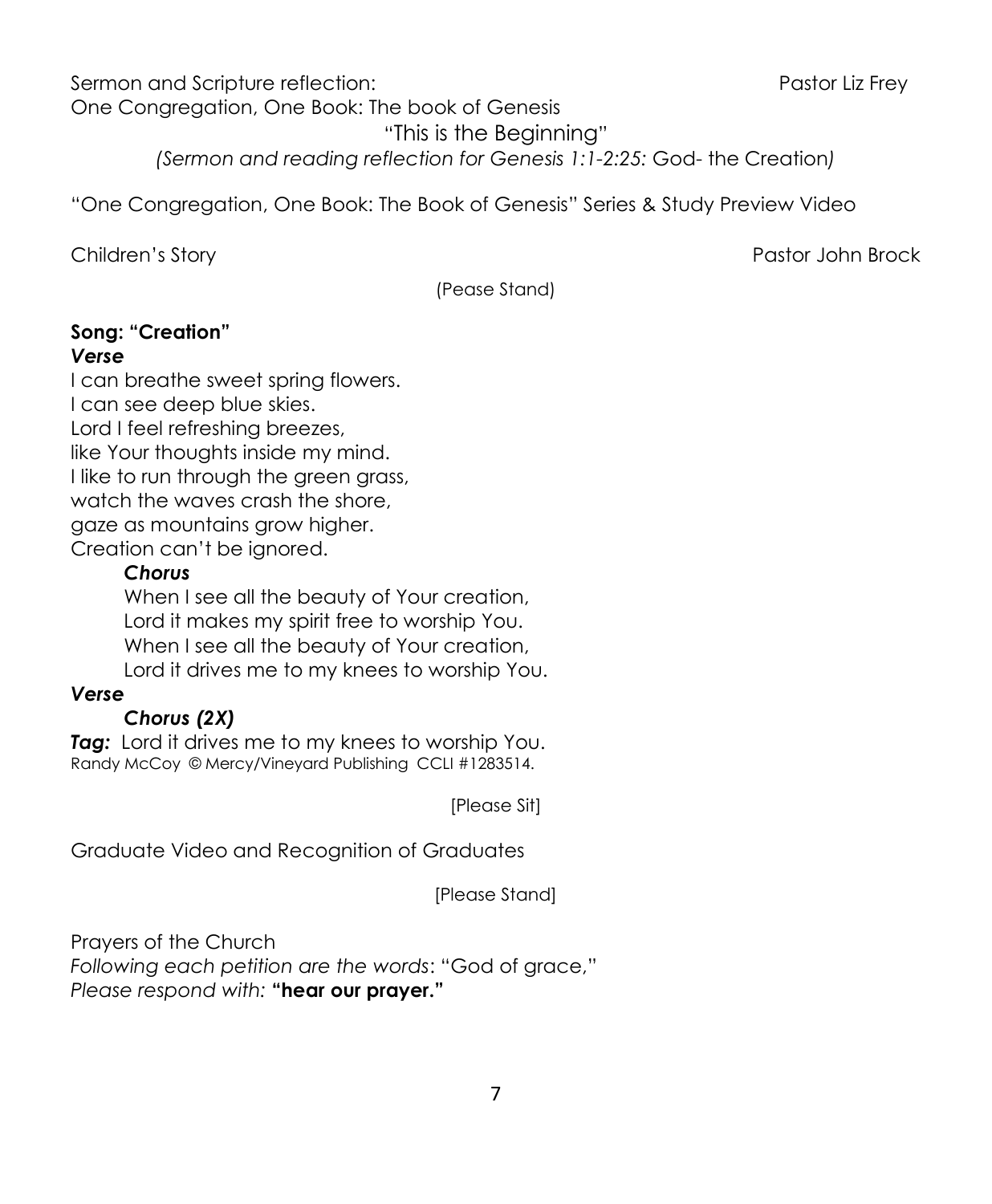Sermon and Scripture reflection: Pastor Liz Frey

One Congregation, One Book: The book of Genesis

"This is the Beginning"

*(Sermon and reading reflection for Genesis 1:1-2:25:* God- the Creation*)*

"One Congregation, One Book: The Book of Genesis" Series & Study Preview Video

Children's Story Pastor John Brock

(Pease Stand)

**Song: "Creation"**

***Verse***

I can breathe sweet spring flowers.
I can see deep blue skies.
Lord I feel refreshing breezes,
like Your thoughts inside my mind.
I like to run through the green grass,
watch the waves crash the shore,
gaze as mountains grow higher.
Creation can't be ignored.

> ***Chorus***
>
> When I see all the beauty of Your creation,
> Lord it makes my spirit free to worship You.
> When I see all the beauty of Your creation,
> Lord it drives me to my knees to worship You.

***Verse***

> ***Chorus (2X)***

***Tag:*** Lord it drives me to my knees to worship You.

Randy McCoy © Mercy/Vineyard Publishing CCLI #1283514.

[Please Sit]

Graduate Video and Recognition of Graduates

[Please Stand]

Prayers of the Church

*Following each petition are the words*: "God of grace,"
*Please respond with:* **"hear our prayer."**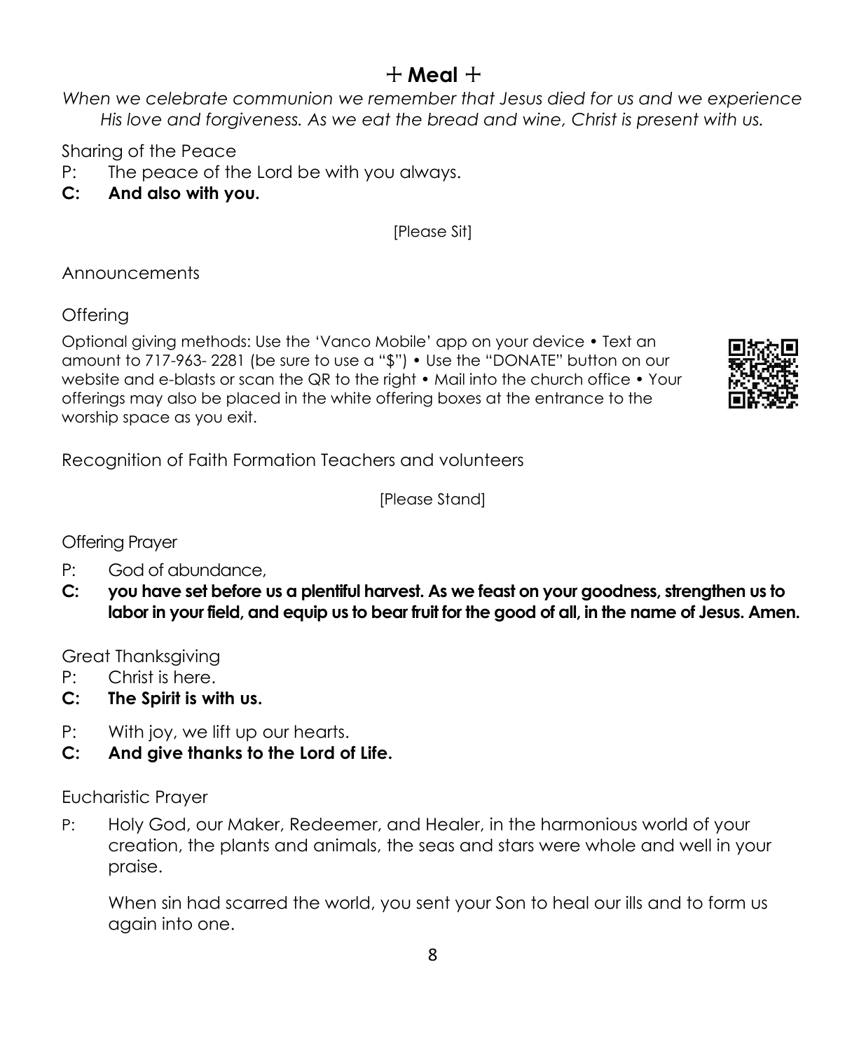# ☩ Meal ☩

*When we celebrate communion we remember that Jesus died for us and we experience His love and forgiveness. As we eat the bread and wine, Christ is present with us.*

Sharing of the Peace

P: The peace of the Lord be with you always.

**C: And also with you.**

[Please Sit]

Announcements

Offering

Optional giving methods: Use the 'Vanco Mobile' app on your device • Text an amount to 717-963- 2281 (be sure to use a "$") • Use the "DONATE" button on our website and e-blasts or scan the QR to the right • Mail into the church office • Your offerings may also be placed in the white offering boxes at the entrance to the worship space as you exit.

Recognition of Faith Formation Teachers and volunteers

[Please Stand]

Offering Prayer

P: God of abundance,

**C: you have set before us a plentiful harvest. As we feast on your goodness, strengthen us to labor in your field, and equip us to bear fruit for the good of all, in the name of Jesus. Amen.**

Great Thanksgiving

P: Christ is here.

**C: The Spirit is with us.**

P: With joy, we lift up our hearts.

**C: And give thanks to the Lord of Life.**

Eucharistic Prayer

P: Holy God, our Maker, Redeemer, and Healer, in the harmonious world of your creation, the plants and animals, the seas and stars were whole and well in your praise.

When sin had scarred the world, you sent your Son to heal our ills and to form us again into one.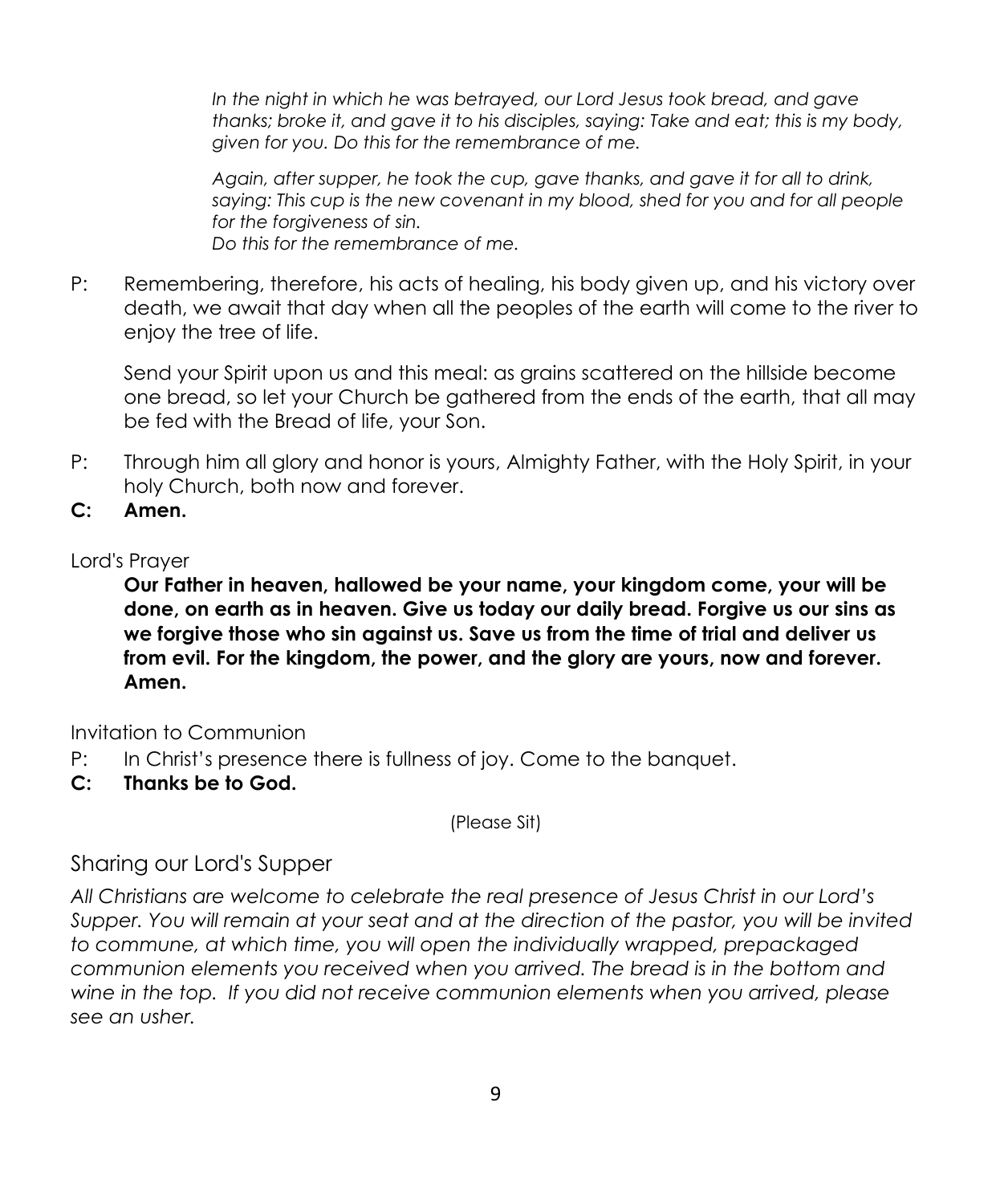*In the night in which he was betrayed, our Lord Jesus took bread, and gave thanks; broke it, and gave it to his disciples, saying: Take and eat; this is my body, given for you. Do this for the remembrance of me.*

*Again, after supper, he took the cup, gave thanks, and gave it for all to drink, saying: This cup is the new covenant in my blood, shed for you and for all people for the forgiveness of sin.*
*Do this for the remembrance of me.*

P: Remembering, therefore, his acts of healing, his body given up, and his victory over death, we await that day when all the peoples of the earth will come to the river to enjoy the tree of life.

Send your Spirit upon us and this meal: as grains scattered on the hillside become one bread, so let your Church be gathered from the ends of the earth, that all may be fed with the Bread of life, your Son.

P: Through him all glory and honor is yours, Almighty Father, with the Holy Spirit, in your holy Church, both now and forever.

**C: Amen.**

Lord's Prayer

**Our Father in heaven, hallowed be your name, your kingdom come, your will be done, on earth as in heaven. Give us today our daily bread. Forgive us our sins as we forgive those who sin against us. Save us from the time of trial and deliver us from evil. For the kingdom, the power, and the glory are yours, now and forever. Amen.**

Invitation to Communion

P: In Christ's presence there is fullness of joy. Come to the banquet.

**C: Thanks be to God.**

(Please Sit)

## Sharing our Lord's Supper

*All Christians are welcome to celebrate the real presence of Jesus Christ in our Lord's Supper. You will remain at your seat and at the direction of the pastor, you will be invited to commune, at which time, you will open the individually wrapped, prepackaged communion elements you received when you arrived. The bread is in the bottom and wine in the top. If you did not receive communion elements when you arrived, please see an usher.*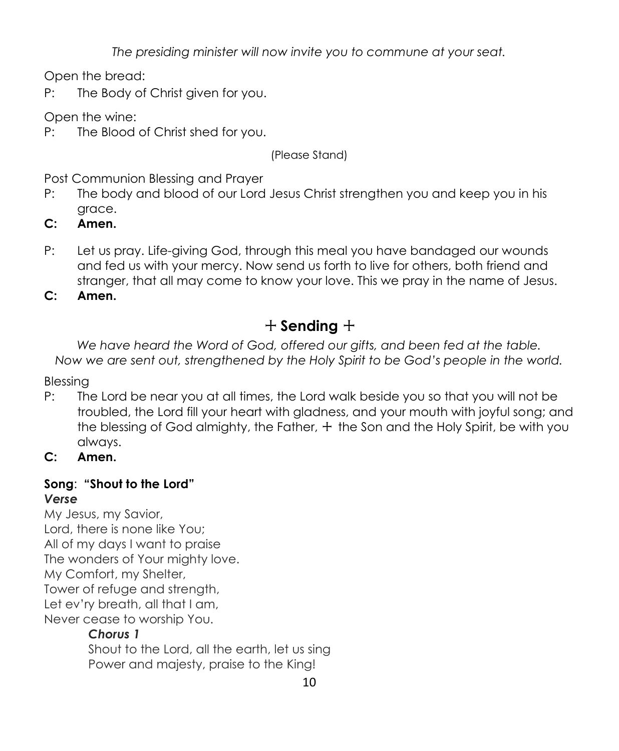*The presiding minister will now invite you to commune at your seat.*

Open the bread:

P: The Body of Christ given for you.

Open the wine:

P: The Blood of Christ shed for you.

(Please Stand)

Post Communion Blessing and Prayer

P: The body and blood of our Lord Jesus Christ strengthen you and keep you in his grace.

**C: Amen.**

P: Let us pray. Life-giving God, through this meal you have bandaged our wounds and fed us with your mercy. Now send us forth to live for others, both friend and stranger, that all may come to know your love. This we pray in the name of Jesus.

**C: Amen.**

## + Sending +

*We have heard the Word of God, offered our gifts, and been fed at the table. Now we are sent out, strengthened by the Holy Spirit to be God's people in the world.*

Blessing

P: The Lord be near you at all times, the Lord walk beside you so that you will not be troubled, the Lord fill your heart with gladness, and your mouth with joyful song; and the blessing of God almighty, the Father, + the Son and the Holy Spirit, be with you always.

**C: Amen.**

**Song**: **"Shout to the Lord"**

***Verse***

My Jesus, my Savior,
Lord, there is none like You;
All of my days I want to praise
The wonders of Your mighty love.
My Comfort, my Shelter,
Tower of refuge and strength,
Let ev'ry breath, all that I am,
Never cease to worship You.

***Chorus 1***

Shout to the Lord, all the earth, let us sing
Power and majesty, praise to the King!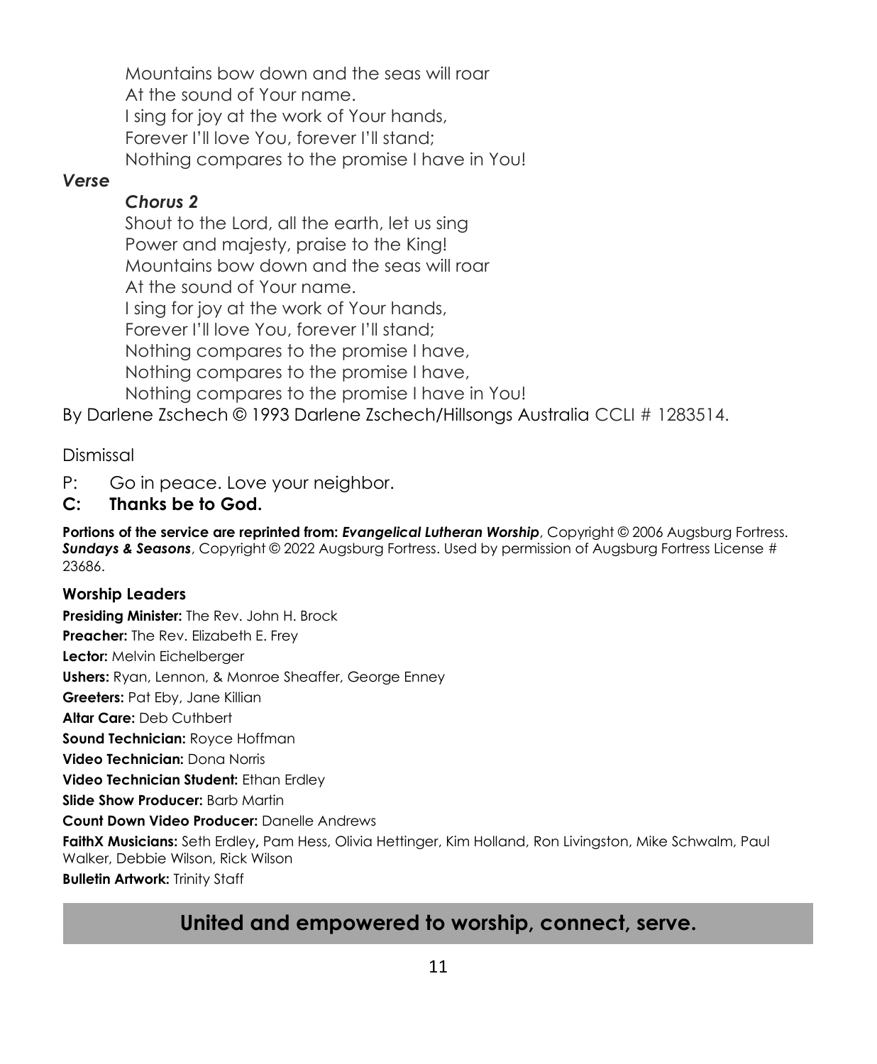Mountains bow down and the seas will roar
At the sound of Your name.
I sing for joy at the work of Your hands,
Forever I'll love You, forever I'll stand;
Nothing compares to the promise I have in You!

***Verse***

***Chorus 2***

Shout to the Lord, all the earth, let us sing
Power and majesty, praise to the King!
Mountains bow down and the seas will roar
At the sound of Your name.
I sing for joy at the work of Your hands,
Forever I'll love You, forever I'll stand;
Nothing compares to the promise I have,
Nothing compares to the promise I have,
Nothing compares to the promise I have in You!

By Darlene Zschech © 1993 Darlene Zschech/Hillsongs Australia CCLI # 1283514.

Dismissal

P: Go in peace. Love your neighbor.

**C: Thanks be to God.**

**Portions of the service are reprinted from:** ***Evangelical Lutheran Worship***, Copyright © 2006 Augsburg Fortress. ***Sundays & Seasons***, Copyright © 2022 Augsburg Fortress. Used by permission of Augsburg Fortress License # 23686.

**Worship Leaders**

**Presiding Minister:** The Rev. John H. Brock
**Preacher:** The Rev. Elizabeth E. Frey
**Lector:** Melvin Eichelberger
**Ushers:** Ryan, Lennon, & Monroe Sheaffer, George Enney
**Greeters:** Pat Eby, Jane Killian
**Altar Care:** Deb Cuthbert
**Sound Technician:** Royce Hoffman
**Video Technician:** Dona Norris
**Video Technician Student:** Ethan Erdley
**Slide Show Producer:** Barb Martin
**Count Down Video Producer:** Danelle Andrews
**FaithX Musicians:** Seth Erdley**,** Pam Hess, Olivia Hettinger, Kim Holland, Ron Livingston, Mike Schwalm, Paul Walker, Debbie Wilson, Rick Wilson
**Bulletin Artwork:** Trinity Staff

## United and empowered to worship, connect, serve.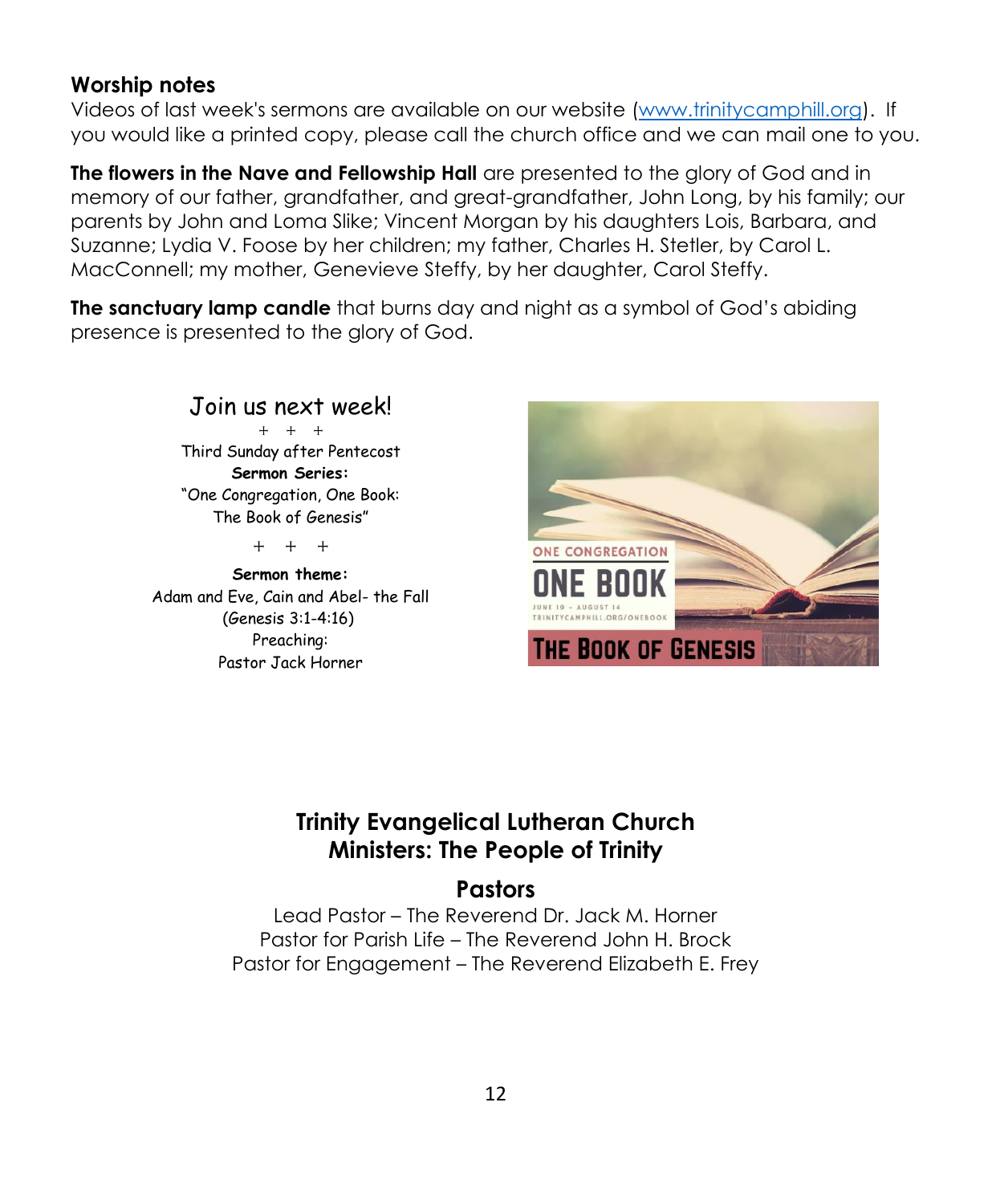## Worship notes

Videos of last week's sermons are available on our website (www.trinitycamphill.org). If you would like a printed copy, please call the church office and we can mail one to you.

**The flowers in the Nave and Fellowship Hall** are presented to the glory of God and in memory of our father, grandfather, and great-grandfather, John Long, by his family; our parents by John and Loma Slike; Vincent Morgan by his daughters Lois, Barbara, and Suzanne; Lydia V. Foose by her children; my father, Charles H. Stetler, by Carol L. MacConnell; my mother, Genevieve Steffy, by her daughter, Carol Steffy.

**The sanctuary lamp candle** that burns day and night as a symbol of God's abiding presence is presented to the glory of God.

Join us next week!

\+ \+ \+

Third Sunday after Pentecost

**Sermon Series:**

"One Congregation, One Book:
The Book of Genesis"

\+ \+ \+

**Sermon theme:**

Adam and Eve, Cain and Abel- the Fall
(Genesis 3:1-4:16)

Preaching:
Pastor Jack Horner

ONE CONGREGATION
ONE BOOK
JUNE 19 – AUGUST 14
TRINITYCAMPHILL.ORG/ONEBOOK
THE BOOK OF GENESIS

## Trinity Evangelical Lutheran Church
## Ministers: The People of Trinity

### Pastors

Lead Pastor – The Reverend Dr. Jack M. Horner
Pastor for Parish Life – The Reverend John H. Brock
Pastor for Engagement – The Reverend Elizabeth E. Frey